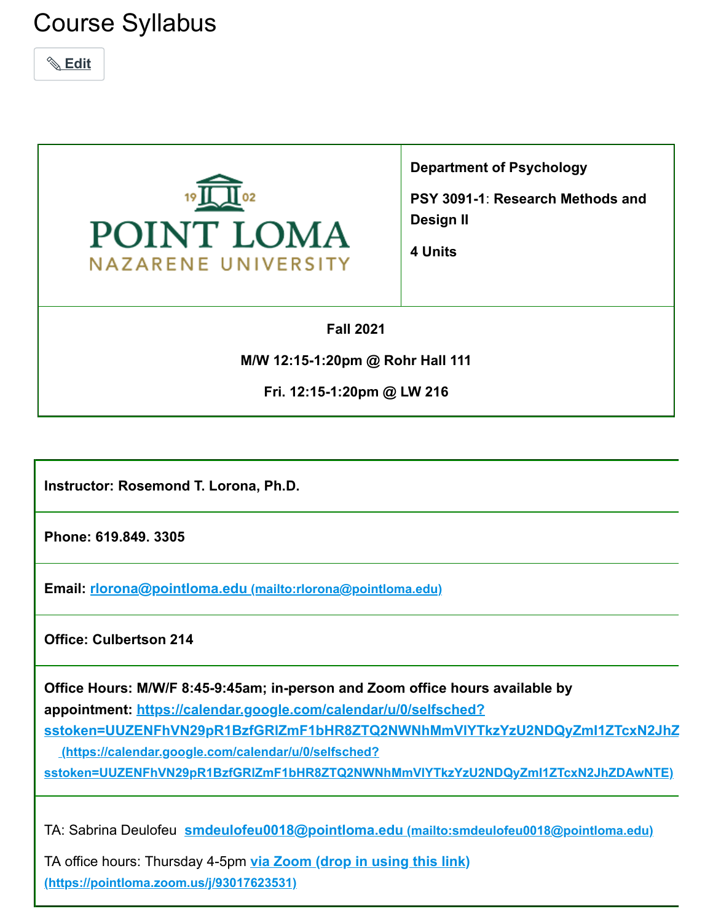# Course Syllabus

✎ Edit

| POINT LOMA NAZARENE UNIVERSITY 1902 | **Department of Psychology**<br><br>**PSY 3091-1: Research Methods and Design II**<br><br>**4 Units** |
|---|---|
| **Fall 2021**<br><br>**M/W 12:15-1:20pm @ Rohr Hall 111**<br><br>**Fri. 12:15-1:20pm @ LW 216** | |

| |
|---|
| **Instructor: Rosemond T. Lorona, Ph.D.** |
| **Phone: 619.849. 3305** |
| **Email: rlorona@pointloma.edu (mailto:rlorona@pointloma.edu)** |
| **Office: Culbertson 214** |
| **Office Hours: M/W/F 8:45-9:45am; in-person and Zoom office hours available by appointment: https://calendar.google.com/calendar/u/0/selfsched?sstoken=UUZENFhVN29pR1BzfGRIZmF1bHR8ZTQ2NWNhMmVlYTkzYzU2NDQyZml1ZTcxN2JhZ (https://calendar.google.com/calendar/u/0/selfsched?sstoken=UUZENFhVN29pR1BzfGRIZmF1bHR8ZTQ2NWNhMmVlYTkzYzU2NDQyZml1ZTcxN2JhZDAwNTE)** |
| TA: Sabrina Deulofeu smdeulofeu0018@pointloma.edu (mailto:smdeulofeu0018@pointloma.edu)<br><br>TA office hours: Thursday 4-5pm via Zoom (drop in using this link) (https://pointloma.zoom.us/j/93017623531) |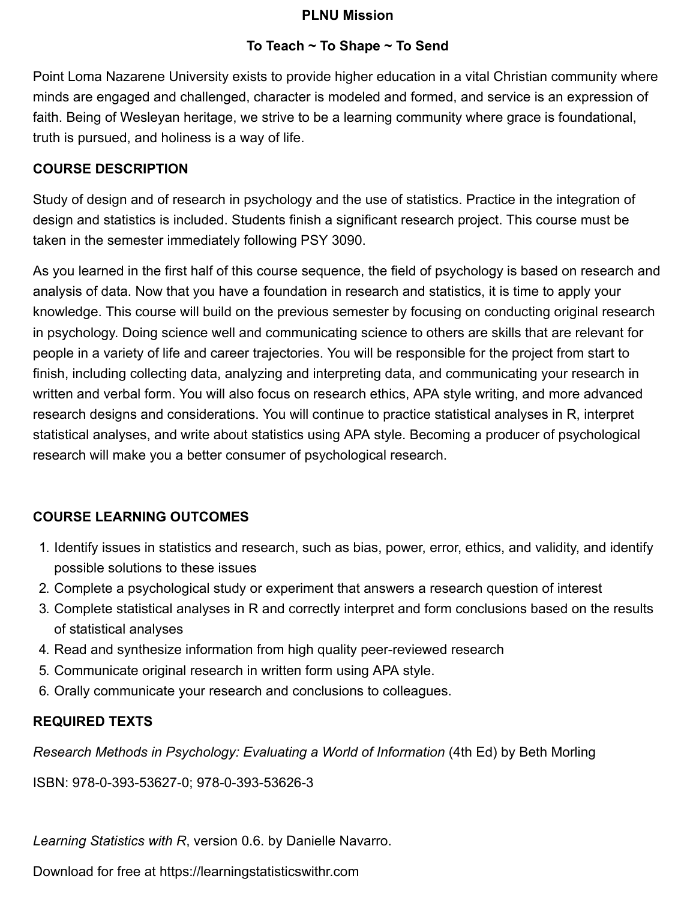## PLNU Mission

### To Teach ~ To Shape ~ To Send

Point Loma Nazarene University exists to provide higher education in a vital Christian community where minds are engaged and challenged, character is modeled and formed, and service is an expression of faith. Being of Wesleyan heritage, we strive to be a learning community where grace is foundational, truth is pursued, and holiness is a way of life.

## COURSE DESCRIPTION

Study of design and of research in psychology and the use of statistics. Practice in the integration of design and statistics is included. Students finish a significant research project. This course must be taken in the semester immediately following PSY 3090.

As you learned in the first half of this course sequence, the field of psychology is based on research and analysis of data. Now that you have a foundation in research and statistics, it is time to apply your knowledge. This course will build on the previous semester by focusing on conducting original research in psychology. Doing science well and communicating science to others are skills that are relevant for people in a variety of life and career trajectories. You will be responsible for the project from start to finish, including collecting data, analyzing and interpreting data, and communicating your research in written and verbal form. You will also focus on research ethics, APA style writing, and more advanced research designs and considerations. You will continue to practice statistical analyses in R, interpret statistical analyses, and write about statistics using APA style. Becoming a producer of psychological research will make you a better consumer of psychological research.

## COURSE LEARNING OUTCOMES

1. Identify issues in statistics and research, such as bias, power, error, ethics, and validity, and identify possible solutions to these issues
2. Complete a psychological study or experiment that answers a research question of interest
3. Complete statistical analyses in R and correctly interpret and form conclusions based on the results of statistical analyses
4. Read and synthesize information from high quality peer-reviewed research
5. Communicate original research in written form using APA style.
6. Orally communicate your research and conclusions to colleagues.

## REQUIRED TEXTS

*Research Methods in Psychology: Evaluating a World of Information* (4th Ed) by Beth Morling

ISBN: 978-0-393-53627-0; 978-0-393-53626-3

*Learning Statistics with R*, version 0.6. by Danielle Navarro.

Download for free at https://learningstatisticswithr.com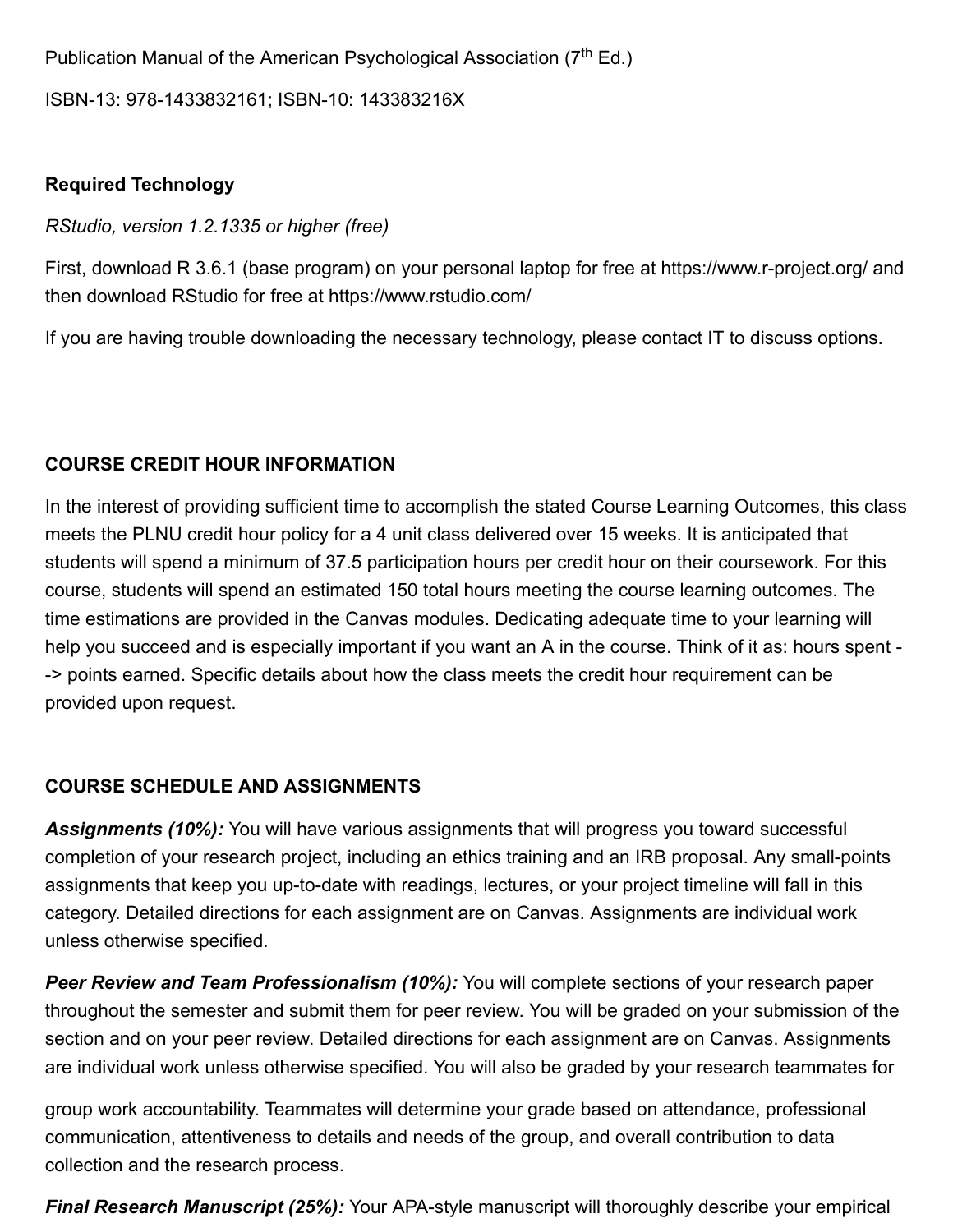Publication Manual of the American Psychological Association (7th Ed.)

ISBN-13: 978-1433832161; ISBN-10: 143383216X

**Required Technology**

*RStudio, version 1.2.1335 or higher (free)*

First, download R 3.6.1 (base program) on your personal laptop for free at https://www.r-project.org/ and then download RStudio for free at https://www.rstudio.com/

If you are having trouble downloading the necessary technology, please contact IT to discuss options.

**COURSE CREDIT HOUR INFORMATION**

In the interest of providing sufficient time to accomplish the stated Course Learning Outcomes, this class meets the PLNU credit hour policy for a 4 unit class delivered over 15 weeks. It is anticipated that students will spend a minimum of 37.5 participation hours per credit hour on their coursework. For this course, students will spend an estimated 150 total hours meeting the course learning outcomes. The time estimations are provided in the Canvas modules. Dedicating adequate time to your learning will help you succeed and is especially important if you want an A in the course. Think of it as: hours spent --> points earned. Specific details about how the class meets the credit hour requirement can be provided upon request.

**COURSE SCHEDULE AND ASSIGNMENTS**

***Assignments (10%):*** You will have various assignments that will progress you toward successful completion of your research project, including an ethics training and an IRB proposal. Any small-points assignments that keep you up-to-date with readings, lectures, or your project timeline will fall in this category. Detailed directions for each assignment are on Canvas. Assignments are individual work unless otherwise specified.

***Peer Review and Team Professionalism (10%):*** You will complete sections of your research paper throughout the semester and submit them for peer review. You will be graded on your submission of the section and on your peer review. Detailed directions for each assignment are on Canvas. Assignments are individual work unless otherwise specified. You will also be graded by your research teammates for group work accountability. Teammates will determine your grade based on attendance, professional communication, attentiveness to details and needs of the group, and overall contribution to data collection and the research process.

***Final Research Manuscript (25%):*** Your APA-style manuscript will thoroughly describe your empirical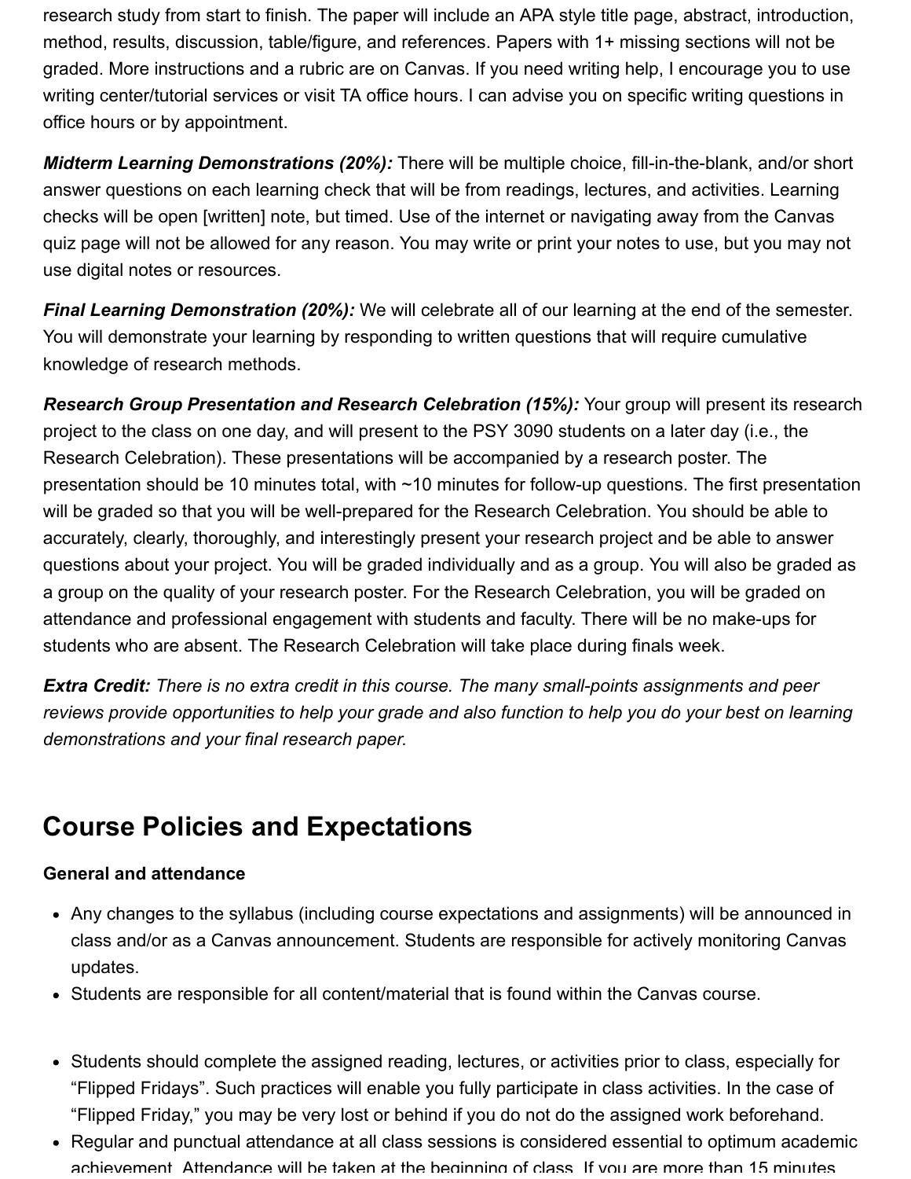research study from start to finish. The paper will include an APA style title page, abstract, introduction, method, results, discussion, table/figure, and references. Papers with 1+ missing sections will not be graded. More instructions and a rubric are on Canvas. If you need writing help, I encourage you to use writing center/tutorial services or visit TA office hours. I can advise you on specific writing questions in office hours or by appointment.

***Midterm Learning Demonstrations (20%):*** There will be multiple choice, fill-in-the-blank, and/or short answer questions on each learning check that will be from readings, lectures, and activities. Learning checks will be open [written] note, but timed. Use of the internet or navigating away from the Canvas quiz page will not be allowed for any reason. You may write or print your notes to use, but you may not use digital notes or resources.

***Final Learning Demonstration (20%):*** We will celebrate all of our learning at the end of the semester. You will demonstrate your learning by responding to written questions that will require cumulative knowledge of research methods.

***Research Group Presentation and Research Celebration (15%):*** Your group will present its research project to the class on one day, and will present to the PSY 3090 students on a later day (i.e., the Research Celebration). These presentations will be accompanied by a research poster. The presentation should be 10 minutes total, with ~10 minutes for follow-up questions. The first presentation will be graded so that you will be well-prepared for the Research Celebration. You should be able to accurately, clearly, thoroughly, and interestingly present your research project and be able to answer questions about your project. You will be graded individually and as a group. You will also be graded as a group on the quality of your research poster. For the Research Celebration, you will be graded on attendance and professional engagement with students and faculty. There will be no make-ups for students who are absent. The Research Celebration will take place during finals week.

***Extra Credit:*** *There is no extra credit in this course. The many small-points assignments and peer reviews provide opportunities to help your grade and also function to help you do your best on learning demonstrations and your final research paper.*

## Course Policies and Expectations

**General and attendance**

- Any changes to the syllabus (including course expectations and assignments) will be announced in class and/or as a Canvas announcement. Students are responsible for actively monitoring Canvas updates.
- Students are responsible for all content/material that is found within the Canvas course.

- Students should complete the assigned reading, lectures, or activities prior to class, especially for "Flipped Fridays". Such practices will enable you fully participate in class activities. In the case of "Flipped Friday," you may be very lost or behind if you do not do the assigned work beforehand.
- Regular and punctual attendance at all class sessions is considered essential to optimum academic achievement. Attendance will be taken at the beginning of class. If you are more than 15 minutes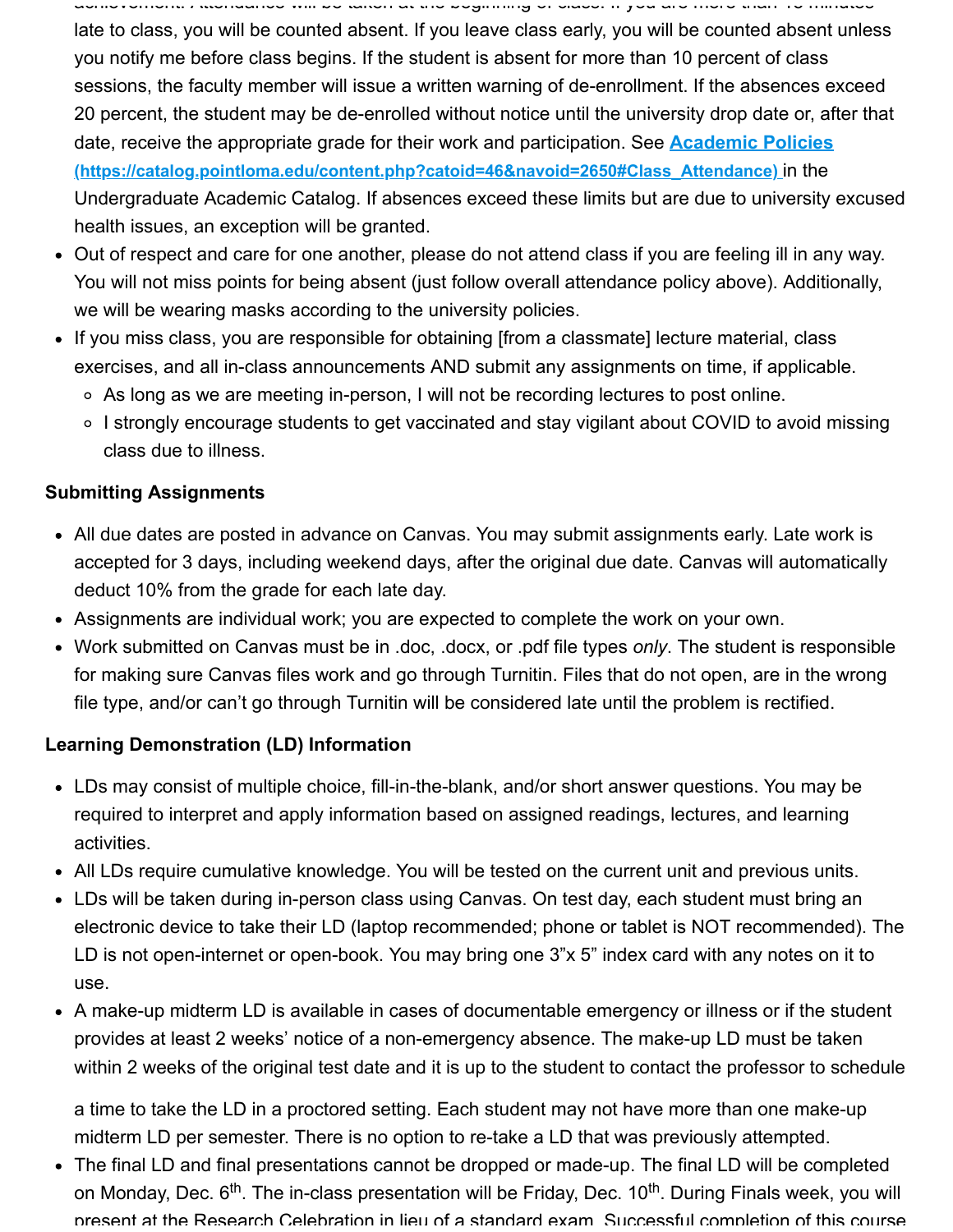late to class, you will be counted absent. If you leave class early, you will be counted absent unless you notify me before class begins. If the student is absent for more than 10 percent of class sessions, the faculty member will issue a written warning of de-enrollment. If the absences exceed 20 percent, the student may be de-enrolled without notice until the university drop date or, after that date, receive the appropriate grade for their work and participation. See **Academic Policies (https://catalog.pointloma.edu/content.php?catoid=46&navoid=2650#Class_Attendance)** in the Undergraduate Academic Catalog. If absences exceed these limits but are due to university excused health issues, an exception will be granted.

- Out of respect and care for one another, please do not attend class if you are feeling ill in any way. You will not miss points for being absent (just follow overall attendance policy above). Additionally, we will be wearing masks according to the university policies.
- If you miss class, you are responsible for obtaining [from a classmate] lecture material, class exercises, and all in-class announcements AND submit any assignments on time, if applicable.
  - As long as we are meeting in-person, I will not be recording lectures to post online.
  - I strongly encourage students to get vaccinated and stay vigilant about COVID to avoid missing class due to illness.

**Submitting Assignments**

- All due dates are posted in advance on Canvas. You may submit assignments early. Late work is accepted for 3 days, including weekend days, after the original due date. Canvas will automatically deduct 10% from the grade for each late day.
- Assignments are individual work; you are expected to complete the work on your own.
- Work submitted on Canvas must be in .doc, .docx, or .pdf file types *only*. The student is responsible for making sure Canvas files work and go through Turnitin. Files that do not open, are in the wrong file type, and/or can't go through Turnitin will be considered late until the problem is rectified.

**Learning Demonstration (LD) Information**

- LDs may consist of multiple choice, fill-in-the-blank, and/or short answer questions. You may be required to interpret and apply information based on assigned readings, lectures, and learning activities.
- All LDs require cumulative knowledge. You will be tested on the current unit and previous units.
- LDs will be taken during in-person class using Canvas. On test day, each student must bring an electronic device to take their LD (laptop recommended; phone or tablet is NOT recommended). The LD is not open-internet or open-book. You may bring one 3"x 5" index card with any notes on it to use.
- A make-up midterm LD is available in cases of documentable emergency or illness or if the student provides at least 2 weeks' notice of a non-emergency absence. The make-up LD must be taken within 2 weeks of the original test date and it is up to the student to contact the professor to schedule a time to take the LD in a proctored setting. Each student may not have more than one make-up midterm LD per semester. There is no option to re-take a LD that was previously attempted.
- The final LD and final presentations cannot be dropped or made-up. The final LD will be completed on Monday, Dec. 6th. The in-class presentation will be Friday, Dec. 10th. During Finals week, you will present at the Research Celebration in lieu of a standard exam. Successful completion of this course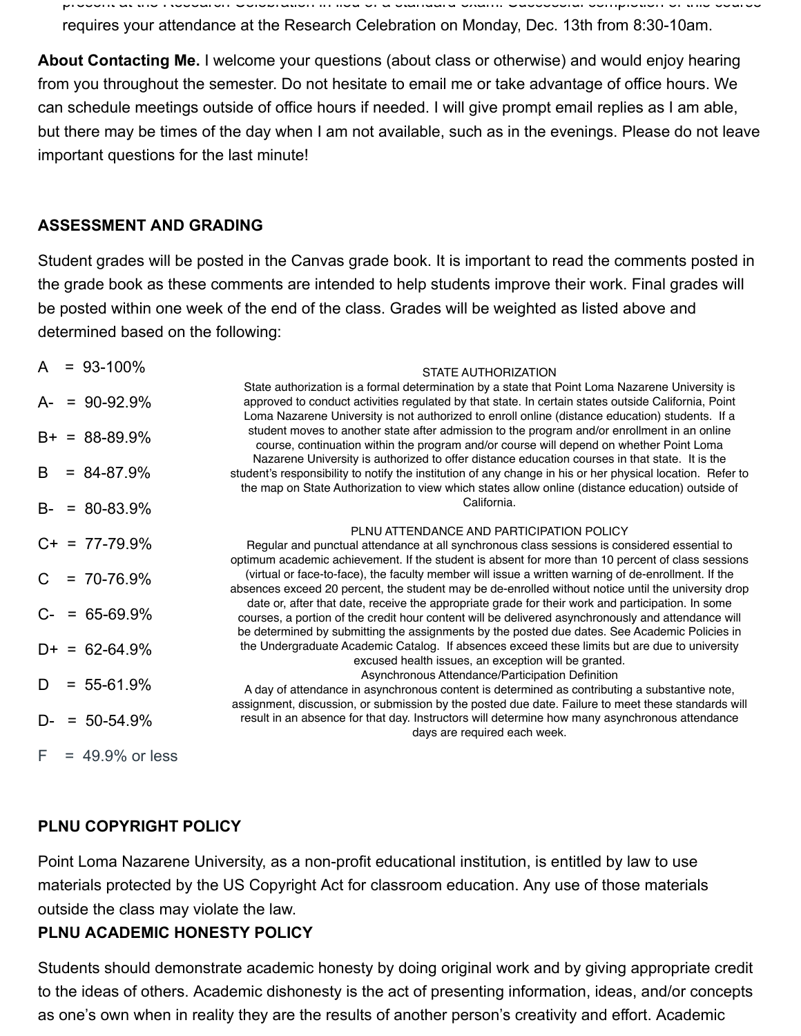requires your attendance at the Research Celebration on Monday, Dec. 13th from 8:30-10am.

**About Contacting Me.** I welcome your questions (about class or otherwise) and would enjoy hearing from you throughout the semester. Do not hesitate to email me or take advantage of office hours. We can schedule meetings outside of office hours if needed. I will give prompt email replies as I am able, but there may be times of the day when I am not available, such as in the evenings. Please do not leave important questions for the last minute!

**ASSESSMENT AND GRADING**

Student grades will be posted in the Canvas grade book. It is important to read the comments posted in the grade book as these comments are intended to help students improve their work. Final grades will be posted within one week of the end of the class. Grades will be weighted as listed above and determined based on the following:

A = 93-100%

A- = 90-92.9%

B+ = 88-89.9%

B = 84-87.9%

B- = 80-83.9%

C+ = 77-79.9%

C = 70-76.9%

C- = 65-69.9%

D+ = 62-64.9%

D = 55-61.9%

D- = 50-54.9%

F = 49.9% or less

STATE AUTHORIZATION

State authorization is a formal determination by a state that Point Loma Nazarene University is approved to conduct activities regulated by that state. In certain states outside California, Point Loma Nazarene University is not authorized to enroll online (distance education) students. If a student moves to another state after admission to the program and/or enrollment in an online course, continuation within the program and/or course will depend on whether Point Loma Nazarene University is authorized to offer distance education courses in that state. It is the student's responsibility to notify the institution of any change in his or her physical location. Refer to the map on State Authorization to view which states allow online (distance education) outside of California.

PLNU ATTENDANCE AND PARTICIPATION POLICY

Regular and punctual attendance at all synchronous class sessions is considered essential to optimum academic achievement. If the student is absent for more than 10 percent of class sessions (virtual or face-to-face), the faculty member will issue a written warning of de-enrollment. If the absences exceed 20 percent, the student may be de-enrolled without notice until the university drop date or, after that date, receive the appropriate grade for their work and participation. In some courses, a portion of the credit hour content will be delivered asynchronously and attendance will be determined by submitting the assignments by the posted due dates. See Academic Policies in the Undergraduate Academic Catalog. If absences exceed these limits but are due to university excused health issues, an exception will be granted.

Asynchronous Attendance/Participation Definition

A day of attendance in asynchronous content is determined as contributing a substantive note, assignment, discussion, or submission by the posted due date. Failure to meet these standards will result in an absence for that day. Instructors will determine how many asynchronous attendance days are required each week.

**PLNU COPYRIGHT POLICY**

Point Loma Nazarene University, as a non-profit educational institution, is entitled by law to use materials protected by the US Copyright Act for classroom education. Any use of those materials outside the class may violate the law.

**PLNU ACADEMIC HONESTY POLICY**

Students should demonstrate academic honesty by doing original work and by giving appropriate credit to the ideas of others. Academic dishonesty is the act of presenting information, ideas, and/or concepts as one's own when in reality they are the results of another person's creativity and effort. Academic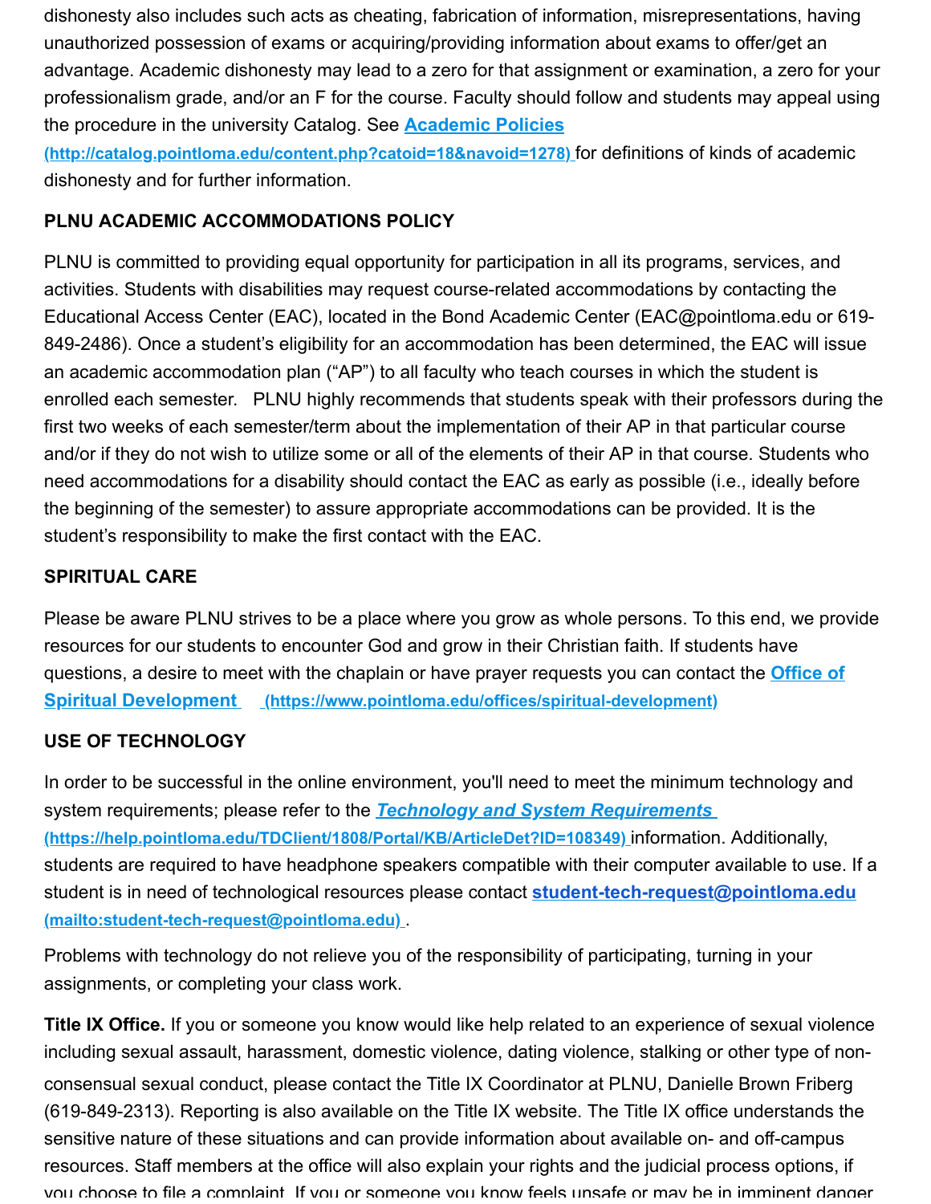dishonesty also includes such acts as cheating, fabrication of information, misrepresentations, having unauthorized possession of exams or acquiring/providing information about exams to offer/get an advantage. Academic dishonesty may lead to a zero for that assignment or examination, a zero for your professionalism grade, and/or an F for the course. Faculty should follow and students may appeal using the procedure in the university Catalog. See **Academic Policies (http://catalog.pointloma.edu/content.php?catoid=18&navoid=1278)** for definitions of kinds of academic dishonesty and for further information.

**PLNU ACADEMIC ACCOMMODATIONS POLICY**

PLNU is committed to providing equal opportunity for participation in all its programs, services, and activities. Students with disabilities may request course-related accommodations by contacting the Educational Access Center (EAC), located in the Bond Academic Center (EAC@pointloma.edu or 619-849-2486). Once a student's eligibility for an accommodation has been determined, the EAC will issue an academic accommodation plan ("AP") to all faculty who teach courses in which the student is enrolled each semester. PLNU highly recommends that students speak with their professors during the first two weeks of each semester/term about the implementation of their AP in that particular course and/or if they do not wish to utilize some or all of the elements of their AP in that course. Students who need accommodations for a disability should contact the EAC as early as possible (i.e., ideally before the beginning of the semester) to assure appropriate accommodations can be provided. It is the student's responsibility to make the first contact with the EAC.

**SPIRITUAL CARE**

Please be aware PLNU strives to be a place where you grow as whole persons. To this end, we provide resources for our students to encounter God and grow in their Christian faith. If students have questions, a desire to meet with the chaplain or have prayer requests you can contact the **Office of Spiritual Development (https://www.pointloma.edu/offices/spiritual-development)**

**USE OF TECHNOLOGY**

In order to be successful in the online environment, you'll need to meet the minimum technology and system requirements; please refer to the ***Technology and System Requirements*** **(https://help.pointloma.edu/TDClient/1808/Portal/KB/ArticleDet?ID=108349)** information. Additionally, students are required to have headphone speakers compatible with their computer available to use. If a student is in need of technological resources please contact **student-tech-request@pointloma.edu (mailto:student-tech-request@pointloma.edu)**.

Problems with technology do not relieve you of the responsibility of participating, turning in your assignments, or completing your class work.

**Title IX Office.** If you or someone you know would like help related to an experience of sexual violence including sexual assault, harassment, domestic violence, dating violence, stalking or other type of non-consensual sexual conduct, please contact the Title IX Coordinator at PLNU, Danielle Brown Friberg (619-849-2313). Reporting is also available on the Title IX website. The Title IX office understands the sensitive nature of these situations and can provide information about available on- and off-campus resources. Staff members at the office will also explain your rights and the judicial process options, if you choose to file a complaint. If you or someone you know feels unsafe or may be in imminent danger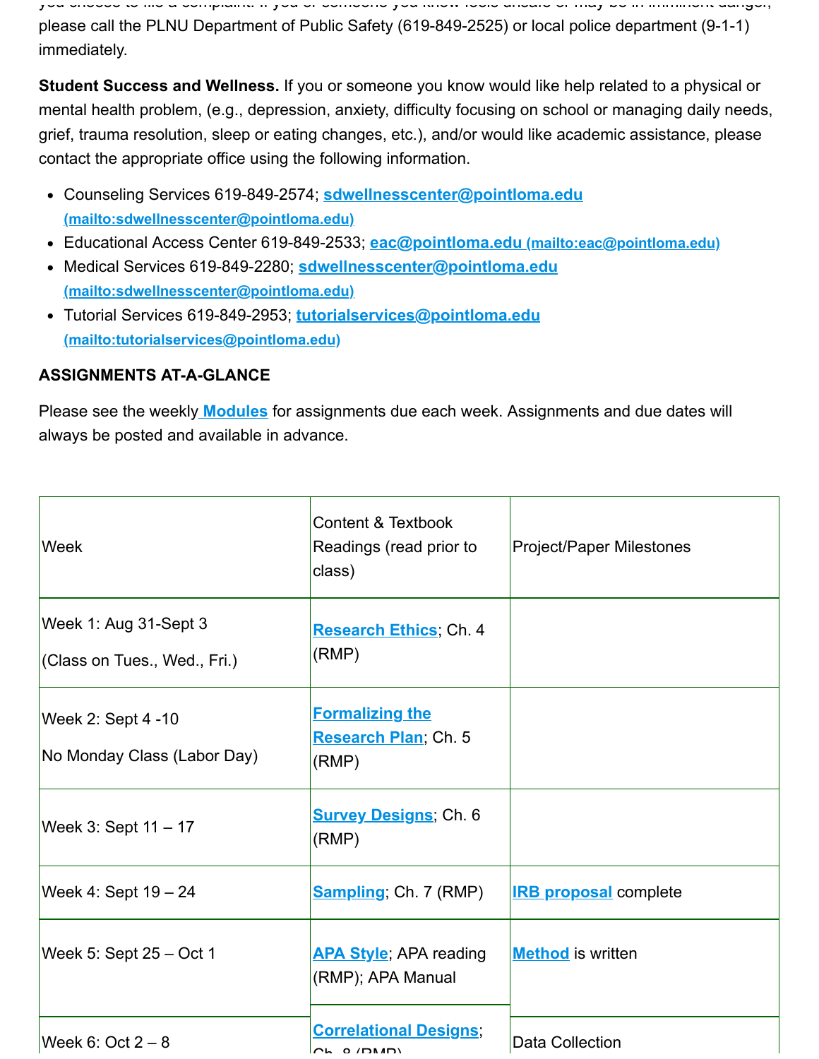please call the PLNU Department of Public Safety (619-849-2525) or local police department (9-1-1) immediately.

**Student Success and Wellness.** If you or someone you know would like help related to a physical or mental health problem, (e.g., depression, anxiety, difficulty focusing on school or managing daily needs, grief, trauma resolution, sleep or eating changes, etc.), and/or would like academic assistance, please contact the appropriate office using the following information.

- Counseling Services 619-849-2574; sdwellnesscenter@pointloma.edu (mailto:sdwellnesscenter@pointloma.edu)
- Educational Access Center 619-849-2533; eac@pointloma.edu (mailto:eac@pointloma.edu)
- Medical Services 619-849-2280; sdwellnesscenter@pointloma.edu (mailto:sdwellnesscenter@pointloma.edu)
- Tutorial Services 619-849-2953; tutorialservices@pointloma.edu (mailto:tutorialservices@pointloma.edu)

**ASSIGNMENTS AT-A-GLANCE**

Please see the weekly Modules for assignments due each week. Assignments and due dates will always be posted and available in advance.

| Week | Content & Textbook Readings (read prior to class) | Project/Paper Milestones |
|---|---|---|
| Week 1: Aug 31-Sept 3<br>(Class on Tues., Wed., Fri.) | Research Ethics; Ch. 4 (RMP) | |
| Week 2: Sept 4 -10<br>No Monday Class (Labor Day) | Formalizing the Research Plan; Ch. 5 (RMP) | |
| Week 3: Sept 11 – 17 | Survey Designs; Ch. 6 (RMP) | |
| Week 4: Sept 19 – 24 | Sampling; Ch. 7 (RMP) | IRB proposal complete |
| Week 5: Sept 25 – Oct 1 | APA Style; APA reading (RMP); APA Manual | Method is written |
| Week 6: Oct 2 – 8 | Correlational Designs; Ch. 8 (RMP) | Data Collection |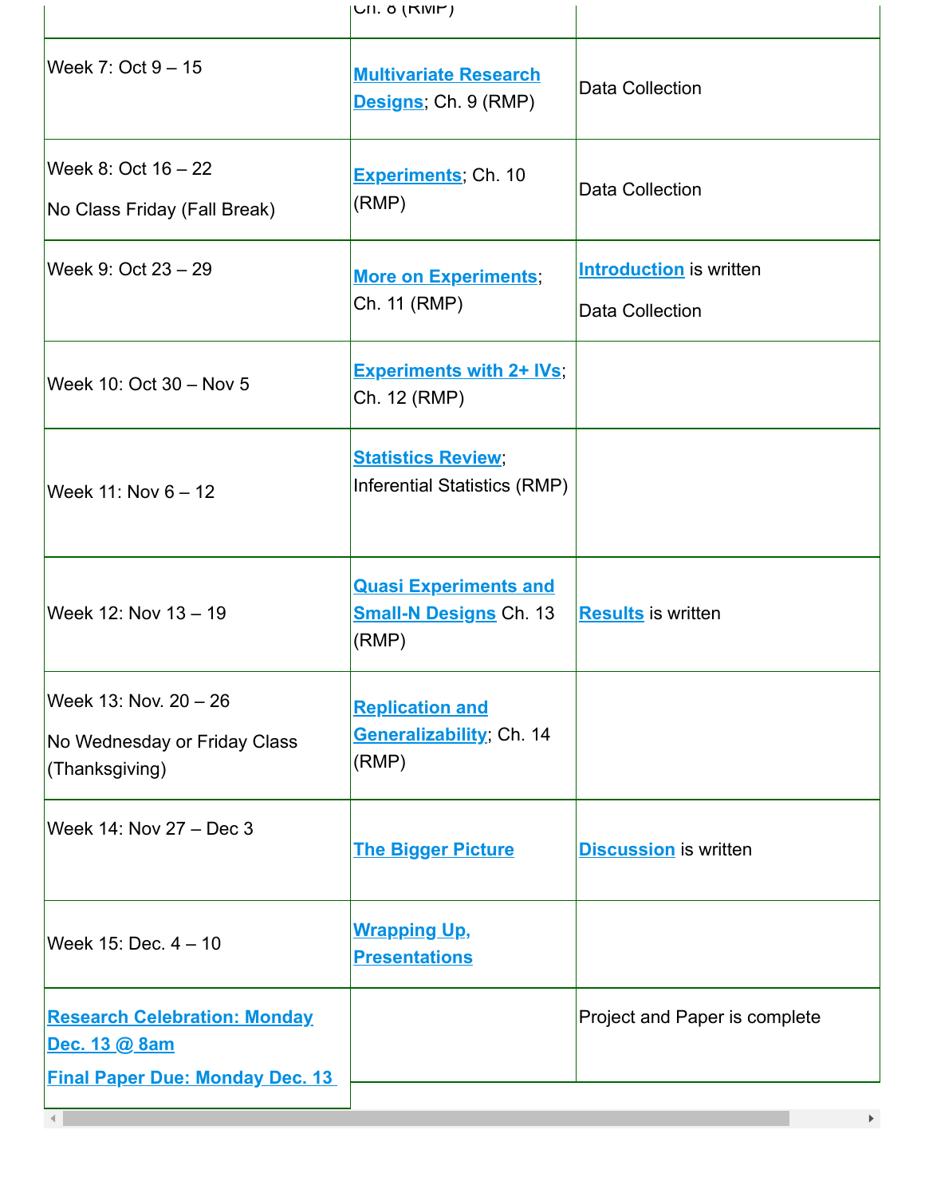| | | |
|---|---|---|
| | Ch. 8 (RMP) | |
| Week 7: Oct 9 – 15 | **Multivariate Research Designs**; Ch. 9 (RMP) | Data Collection |
| Week 8: Oct 16 – 22<br><br>No Class Friday (Fall Break) | **Experiments**; Ch. 10 (RMP) | Data Collection |
| Week 9: Oct 23 – 29 | **More on Experiments**; Ch. 11 (RMP) | **Introduction** is written<br><br>Data Collection |
| Week 10: Oct 30 – Nov 5 | **Experiments with 2+ IVs**; Ch. 12 (RMP) | |
| Week 11: Nov 6 – 12 | **Statistics Review**; Inferential Statistics (RMP) | |
| Week 12: Nov 13 – 19 | **Quasi Experiments and Small-N Designs** Ch. 13 (RMP) | **Results** is written |
| Week 13: Nov. 20 – 26<br><br>No Wednesday or Friday Class (Thanksgiving) | **Replication and Generalizability**; Ch. 14 (RMP) | |
| Week 14: Nov 27 – Dec 3 | **The Bigger Picture** | **Discussion** is written |
| Week 15: Dec. 4 – 10 | **Wrapping Up, Presentations** | |
| **Research Celebration: Monday Dec. 13 @ 8am**<br><br>**Final Paper Due: Monday Dec. 13** | | Project and Paper is complete |